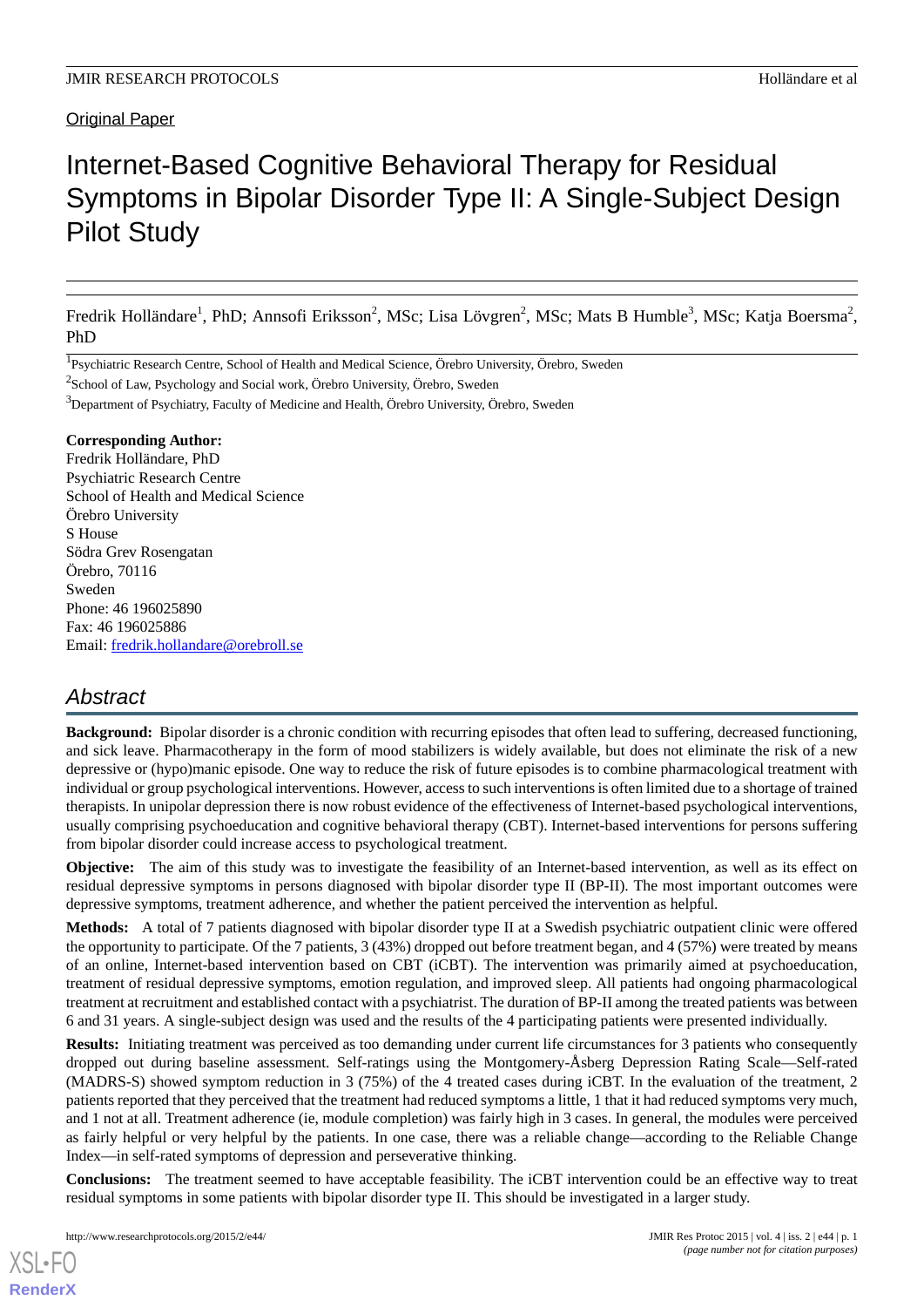Original Paper

# Internet-Based Cognitive Behavioral Therapy for Residual Symptoms in Bipolar Disorder Type II: A Single-Subject Design Pilot Study

Fredrik Holländare[1], PhD; Annsofi Eriksson[2], MSc; Lisa Lövgren[2], MSc; Mats B Humble[3], MSc; Katja Boersma[2], PhD

[1]Psychiatric Research Centre, School of Health and Medical Science, Örebro University, Örebro, Sweden

[2]School of Law, Psychology and Social work, Örebro University, Örebro, Sweden

[3]Department of Psychiatry, Faculty of Medicine and Health, Örebro University, Örebro, Sweden

**Corresponding Author:**
Fredrik Holländare, PhD
Psychiatric Research Centre
School of Health and Medical Science
Örebro University
S House
Södra Grev Rosengatan
Örebro, 70116
Sweden
Phone: 46 196025890
Fax: 46 196025886
Email: fredrik.hollandare@orebroll.se

## Abstract

**Background:** Bipolar disorder is a chronic condition with recurring episodes that often lead to suffering, decreased functioning, and sick leave. Pharmacotherapy in the form of mood stabilizers is widely available, but does not eliminate the risk of a new depressive or (hypo)manic episode. One way to reduce the risk of future episodes is to combine pharmacological treatment with individual or group psychological interventions. However, access to such interventions is often limited due to a shortage of trained therapists. In unipolar depression there is now robust evidence of the effectiveness of Internet-based psychological interventions, usually comprising psychoeducation and cognitive behavioral therapy (CBT). Internet-based interventions for persons suffering from bipolar disorder could increase access to psychological treatment.

**Objective:** The aim of this study was to investigate the feasibility of an Internet-based intervention, as well as its effect on residual depressive symptoms in persons diagnosed with bipolar disorder type II (BP-II). The most important outcomes were depressive symptoms, treatment adherence, and whether the patient perceived the intervention as helpful.

**Methods:** A total of 7 patients diagnosed with bipolar disorder type II at a Swedish psychiatric outpatient clinic were offered the opportunity to participate. Of the 7 patients, 3 (43%) dropped out before treatment began, and 4 (57%) were treated by means of an online, Internet-based intervention based on CBT (iCBT). The intervention was primarily aimed at psychoeducation, treatment of residual depressive symptoms, emotion regulation, and improved sleep. All patients had ongoing pharmacological treatment at recruitment and established contact with a psychiatrist. The duration of BP-II among the treated patients was between 6 and 31 years. A single-subject design was used and the results of the 4 participating patients were presented individually.

**Results:** Initiating treatment was perceived as too demanding under current life circumstances for 3 patients who consequently dropped out during baseline assessment. Self-ratings using the Montgomery-Åsberg Depression Rating Scale—Self-rated (MADRS-S) showed symptom reduction in 3 (75%) of the 4 treated cases during iCBT. In the evaluation of the treatment, 2 patients reported that they perceived that the treatment had reduced symptoms a little, 1 that it had reduced symptoms very much, and 1 not at all. Treatment adherence (ie, module completion) was fairly high in 3 cases. In general, the modules were perceived as fairly helpful or very helpful by the patients. In one case, there was a reliable change—according to the Reliable Change Index—in self-rated symptoms of depression and perseverative thinking.

**Conclusions:** The treatment seemed to have acceptable feasibility. The iCBT intervention could be an effective way to treat residual symptoms in some patients with bipolar disorder type II. This should be investigated in a larger study.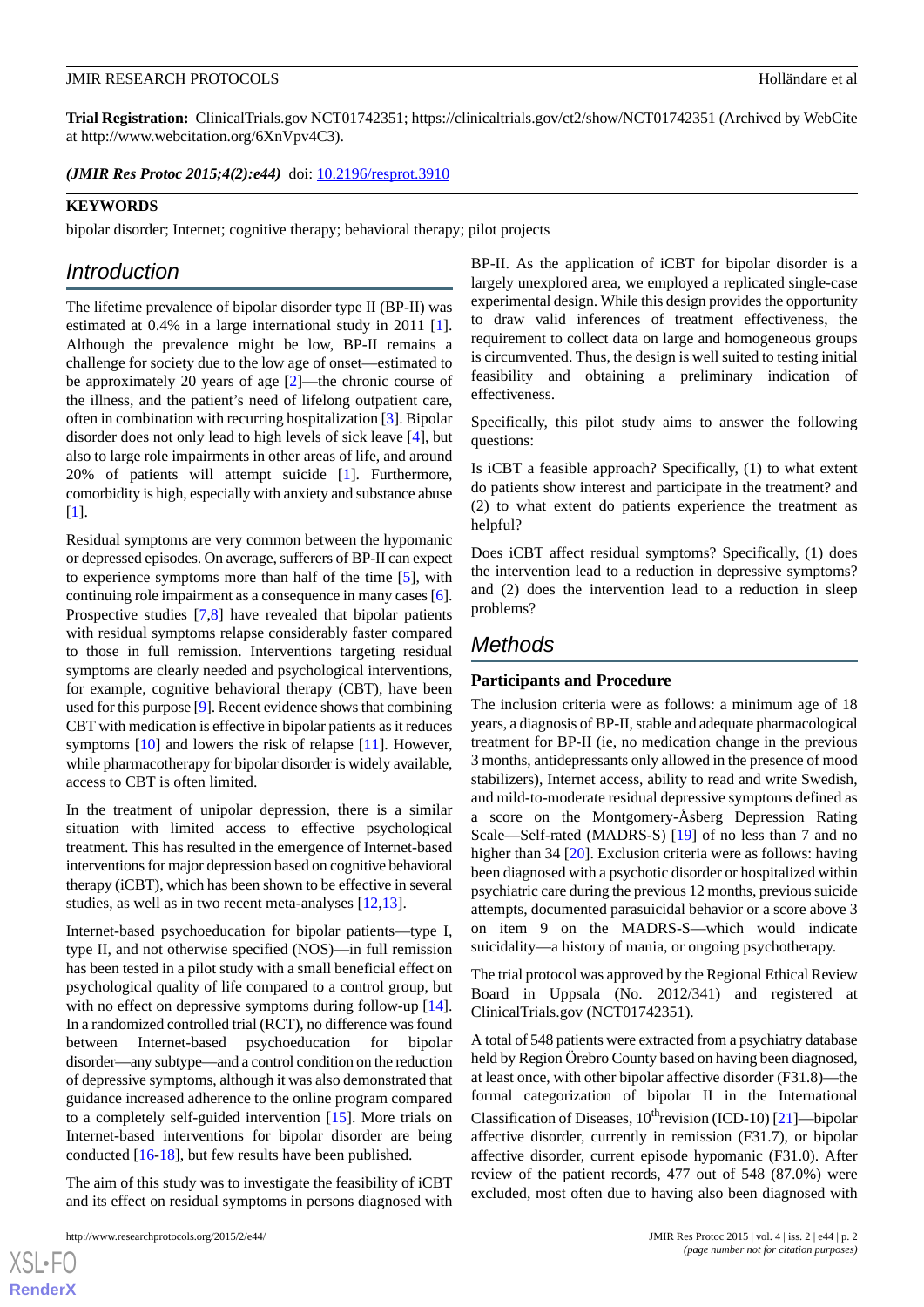**Trial Registration:** ClinicalTrials.gov NCT01742351; https://clinicaltrials.gov/ct2/show/NCT01742351 (Archived by WebCite at http://www.webcitation.org/6XnVpv4C3).

***(JMIR Res Protoc 2015;4(2):e44)*** doi: 10.2196/resprot.3910

**KEYWORDS**

bipolar disorder; Internet; cognitive therapy; behavioral therapy; pilot projects

## Introduction

The lifetime prevalence of bipolar disorder type II (BP-II) was estimated at 0.4% in a large international study in 2011 [1]. Although the prevalence might be low, BP-II remains a challenge for society due to the low age of onset—estimated to be approximately 20 years of age [2]—the chronic course of the illness, and the patient's need of lifelong outpatient care, often in combination with recurring hospitalization [3]. Bipolar disorder does not only lead to high levels of sick leave [4], but also to large role impairments in other areas of life, and around 20% of patients will attempt suicide [1]. Furthermore, comorbidity is high, especially with anxiety and substance abuse [1].

Residual symptoms are very common between the hypomanic or depressed episodes. On average, sufferers of BP-II can expect to experience symptoms more than half of the time [5], with continuing role impairment as a consequence in many cases [6]. Prospective studies [7,8] have revealed that bipolar patients with residual symptoms relapse considerably faster compared to those in full remission. Interventions targeting residual symptoms are clearly needed and psychological interventions, for example, cognitive behavioral therapy (CBT), have been used for this purpose [9]. Recent evidence shows that combining CBT with medication is effective in bipolar patients as it reduces symptoms [10] and lowers the risk of relapse [11]. However, while pharmacotherapy for bipolar disorder is widely available, access to CBT is often limited.

In the treatment of unipolar depression, there is a similar situation with limited access to effective psychological treatment. This has resulted in the emergence of Internet-based interventions for major depression based on cognitive behavioral therapy (iCBT), which has been shown to be effective in several studies, as well as in two recent meta-analyses [12,13].

Internet-based psychoeducation for bipolar patients—type I, type II, and not otherwise specified (NOS)—in full remission has been tested in a pilot study with a small beneficial effect on psychological quality of life compared to a control group, but with no effect on depressive symptoms during follow-up [14]. In a randomized controlled trial (RCT), no difference was found between Internet-based psychoeducation for bipolar disorder—any subtype—and a control condition on the reduction of depressive symptoms, although it was also demonstrated that guidance increased adherence to the online program compared to a completely self-guided intervention [15]. More trials on Internet-based interventions for bipolar disorder are being conducted [16-18], but few results have been published.

The aim of this study was to investigate the feasibility of iCBT and its effect on residual symptoms in persons diagnosed with BP-II. As the application of iCBT for bipolar disorder is a largely unexplored area, we employed a replicated single-case experimental design. While this design provides the opportunity to draw valid inferences of treatment effectiveness, the requirement to collect data on large and homogeneous groups is circumvented. Thus, the design is well suited to testing initial feasibility and obtaining a preliminary indication of effectiveness.

Specifically, this pilot study aims to answer the following questions:

Is iCBT a feasible approach? Specifically, (1) to what extent do patients show interest and participate in the treatment? and (2) to what extent do patients experience the treatment as helpful?

Does iCBT affect residual symptoms? Specifically, (1) does the intervention lead to a reduction in depressive symptoms? and (2) does the intervention lead to a reduction in sleep problems?

## Methods

### Participants and Procedure

The inclusion criteria were as follows: a minimum age of 18 years, a diagnosis of BP-II, stable and adequate pharmacological treatment for BP-II (ie, no medication change in the previous 3 months, antidepressants only allowed in the presence of mood stabilizers), Internet access, ability to read and write Swedish, and mild-to-moderate residual depressive symptoms defined as a score on the Montgomery-Åsberg Depression Rating Scale—Self-rated (MADRS-S) [19] of no less than 7 and no higher than 34 [20]. Exclusion criteria were as follows: having been diagnosed with a psychotic disorder or hospitalized within psychiatric care during the previous 12 months, previous suicide attempts, documented parasuicidal behavior or a score above 3 on item 9 on the MADRS-S—which would indicate suicidality—a history of mania, or ongoing psychotherapy.

The trial protocol was approved by the Regional Ethical Review Board in Uppsala (No. 2012/341) and registered at ClinicalTrials.gov (NCT01742351).

A total of 548 patients were extracted from a psychiatry database held by Region Örebro County based on having been diagnosed, at least once, with other bipolar affective disorder (F31.8)—the formal categorization of bipolar II in the International Classification of Diseases, 10th revision (ICD-10) [21]—bipolar affective disorder, currently in remission (F31.7), or bipolar affective disorder, current episode hypomanic (F31.0). After review of the patient records, 477 out of 548 (87.0%) were excluded, most often due to having also been diagnosed with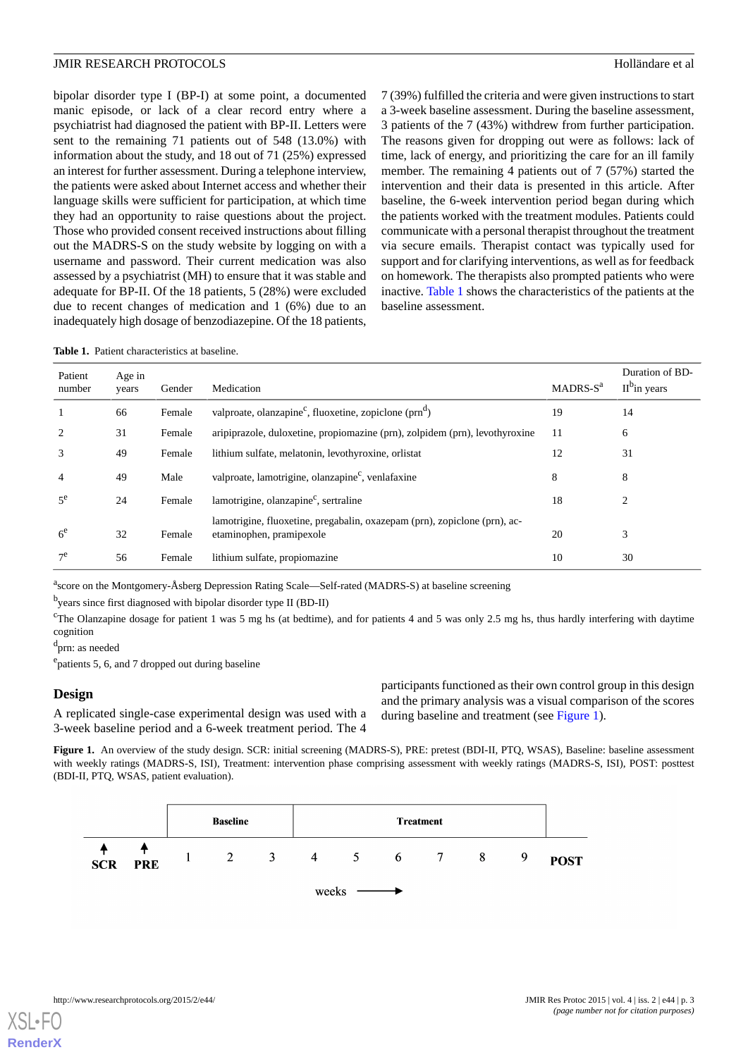bipolar disorder type I (BP-I) at some point, a documented manic episode, or lack of a clear record entry where a psychiatrist had diagnosed the patient with BP-II. Letters were sent to the remaining 71 patients out of 548 (13.0%) with information about the study, and 18 out of 71 (25%) expressed an interest for further assessment. During a telephone interview, the patients were asked about Internet access and whether their language skills were sufficient for participation, at which time they had an opportunity to raise questions about the project. Those who provided consent received instructions about filling out the MADRS-S on the study website by logging on with a username and password. Their current medication was also assessed by a psychiatrist (MH) to ensure that it was stable and adequate for BP-II. Of the 18 patients, 5 (28%) were excluded due to recent changes of medication and 1 (6%) due to an inadequately high dosage of benzodiazepine. Of the 18 patients, 7 (39%) fulfilled the criteria and were given instructions to start a 3-week baseline assessment. During the baseline assessment, 3 patients of the 7 (43%) withdrew from further participation. The reasons given for dropping out were as follows: lack of time, lack of energy, and prioritizing the care for an ill family member. The remaining 4 patients out of 7 (57%) started the intervention and their data is presented in this article. After baseline, the 6-week intervention period began during which the patients worked with the treatment modules. Patients could communicate with a personal therapist throughout the treatment via secure emails. Therapist contact was typically used for support and for clarifying interventions, as well as for feedback on homework. The therapists also prompted patients who were inactive. Table 1 shows the characteristics of the patients at the baseline assessment.

**Table 1.** Patient characteristics at baseline.

| Patient number | Age in years | Gender | Medication | MADRS-S[a] | Duration of BD-II[b] in years |
|---|---|---|---|---|---|
| 1 | 66 | Female | valproate, olanzapine[c], fluoxetine, zopiclone (prn[d]) | 19 | 14 |
| 2 | 31 | Female | aripiprazole, duloxetine, propiomazine (prn), zolpidem (prn), levothyroxine | 11 | 6 |
| 3 | 49 | Female | lithium sulfate, melatonin, levothyroxine, orlistat | 12 | 31 |
| 4 | 49 | Male | valproate, lamotrigine, olanzapine[c], venlafaxine | 8 | 8 |
| 5[e] | 24 | Female | lamotrigine, olanzapine[c], sertraline | 18 | 2 |
| 6[e] | 32 | Female | lamotrigine, fluoxetine, pregabalin, oxazepam (prn), zopiclone (prn), acetaminophen, pramipexole | 20 | 3 |
| 7[e] | 56 | Female | lithium sulfate, propiomazine | 10 | 30 |

[a]score on the Montgomery-Åsberg Depression Rating Scale—Self-rated (MADRS-S) at baseline screening

[b]years since first diagnosed with bipolar disorder type II (BD-II)

[c]The Olanzapine dosage for patient 1 was 5 mg hs (at bedtime), and for patients 4 and 5 was only 2.5 mg hs, thus hardly interfering with daytime cognition

[d]prn: as needed

[e]patients 5, 6, and 7 dropped out during baseline

## Design

A replicated single-case experimental design was used with a 3-week baseline period and a 6-week treatment period. The 4 participants functioned as their own control group in this design and the primary analysis was a visual comparison of the scores during baseline and treatment (see Figure 1).

**Figure 1.** An overview of the study design. SCR: initial screening (MADRS-S), PRE: pretest (BDI-II, PTQ, WSAS), Baseline: baseline assessment with weekly ratings (MADRS-S, ISI), Treatment: intervention phase comprising assessment with weekly ratings (MADRS-S, ISI), POST: posttest (BDI-II, PTQ, WSAS, patient evaluation).

| | | Baseline | | | Treatment | | | | | | |
|---|---|---|---|---|---|---|---|---|---|---|---|
| SCR | PRE | 1 | 2 | 3 | 4 | 5 | 6 | 7 | 8 | 9 | POST |

weeks →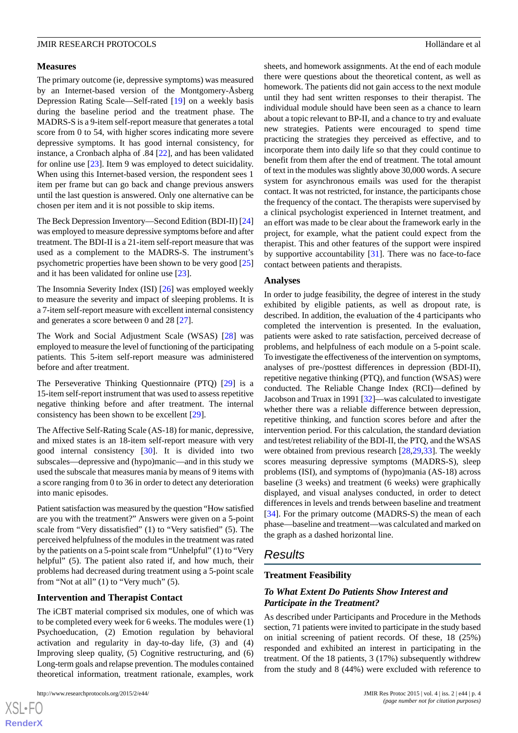### Measures

The primary outcome (ie, depressive symptoms) was measured by an Internet-based version of the Montgomery-Åsberg Depression Rating Scale—Self-rated [19] on a weekly basis during the baseline period and the treatment phase. The MADRS-S is a 9-item self-report measure that generates a total score from 0 to 54, with higher scores indicating more severe depressive symptoms. It has good internal consistency, for instance, a Cronbach alpha of .84 [22], and has been validated for online use [23]. Item 9 was employed to detect suicidality. When using this Internet-based version, the respondent sees 1 item per frame but can go back and change previous answers until the last question is answered. Only one alternative can be chosen per item and it is not possible to skip items.

The Beck Depression Inventory—Second Edition (BDI-II) [24] was employed to measure depressive symptoms before and after treatment. The BDI-II is a 21-item self-report measure that was used as a complement to the MADRS-S. The instrument's psychometric properties have been shown to be very good [25] and it has been validated for online use [23].

The Insomnia Severity Index (ISI) [26] was employed weekly to measure the severity and impact of sleeping problems. It is a 7-item self-report measure with excellent internal consistency and generates a score between 0 and 28 [27].

The Work and Social Adjustment Scale (WSAS) [28] was employed to measure the level of functioning of the participating patients. This 5-item self-report measure was administered before and after treatment.

The Perseverative Thinking Questionnaire (PTQ) [29] is a 15-item self-report instrument that was used to assess repetitive negative thinking before and after treatment. The internal consistency has been shown to be excellent [29].

The Affective Self-Rating Scale (AS-18) for manic, depressive, and mixed states is an 18-item self-report measure with very good internal consistency [30]. It is divided into two subscales—depressive and (hypo)manic—and in this study we used the subscale that measures mania by means of 9 items with a score ranging from 0 to 36 in order to detect any deterioration into manic episodes.

Patient satisfaction was measured by the question "How satisfied are you with the treatment?" Answers were given on a 5-point scale from "Very dissatisfied" (1) to "Very satisfied" (5). The perceived helpfulness of the modules in the treatment was rated by the patients on a 5-point scale from "Unhelpful" (1) to "Very helpful" (5). The patient also rated if, and how much, their problems had decreased during treatment using a 5-point scale from "Not at all" (1) to "Very much" (5).

### Intervention and Therapist Contact

The iCBT material comprised six modules, one of which was to be completed every week for 6 weeks. The modules were (1) Psychoeducation, (2) Emotion regulation by behavioral activation and regularity in day-to-day life, (3) and (4) Improving sleep quality, (5) Cognitive restructuring, and (6) Long-term goals and relapse prevention. The modules contained theoretical information, treatment rationale, examples, work sheets, and homework assignments. At the end of each module there were questions about the theoretical content, as well as homework. The patients did not gain access to the next module until they had sent written responses to their therapist. The individual module should have been seen as a chance to learn about a topic relevant to BP-II, and a chance to try and evaluate new strategies. Patients were encouraged to spend time practicing the strategies they perceived as effective, and to incorporate them into daily life so that they could continue to benefit from them after the end of treatment. The total amount of text in the modules was slightly above 30,000 words. A secure system for asynchronous emails was used for the therapist contact. It was not restricted, for instance, the participants chose the frequency of the contact. The therapists were supervised by a clinical psychologist experienced in Internet treatment, and an effort was made to be clear about the framework early in the project, for example, what the patient could expect from the therapist. This and other features of the support were inspired by supportive accountability [31]. There was no face-to-face contact between patients and therapists.

### Analyses

In order to judge feasibility, the degree of interest in the study exhibited by eligible patients, as well as dropout rate, is described. In addition, the evaluation of the 4 participants who completed the intervention is presented. In the evaluation, patients were asked to rate satisfaction, perceived decrease of problems, and helpfulness of each module on a 5-point scale. To investigate the effectiveness of the intervention on symptoms, analyses of pre-/posttest differences in depression (BDI-II), repetitive negative thinking (PTQ), and function (WSAS) were conducted. The Reliable Change Index (RCI)—defined by Jacobson and Truax in 1991 [32]—was calculated to investigate whether there was a reliable difference between depression, repetitive thinking, and function scores before and after the intervention period. For this calculation, the standard deviation and test/retest reliability of the BDI-II, the PTQ, and the WSAS were obtained from previous research [28,29,33]. The weekly scores measuring depressive symptoms (MADRS-S), sleep problems (ISI), and symptoms of (hypo)mania (AS-18) across baseline (3 weeks) and treatment (6 weeks) were graphically displayed, and visual analyses conducted, in order to detect differences in levels and trends between baseline and treatment [34]. For the primary outcome (MADRS-S) the mean of each phase—baseline and treatment—was calculated and marked on the graph as a dashed horizontal line.

## Results

### Treatment Feasibility

#### *To What Extent Do Patients Show Interest and Participate in the Treatment?*

As described under Participants and Procedure in the Methods section, 71 patients were invited to participate in the study based on initial screening of patient records. Of these, 18 (25%) responded and exhibited an interest in participating in the treatment. Of the 18 patients, 3 (17%) subsequently withdrew from the study and 8 (44%) were excluded with reference to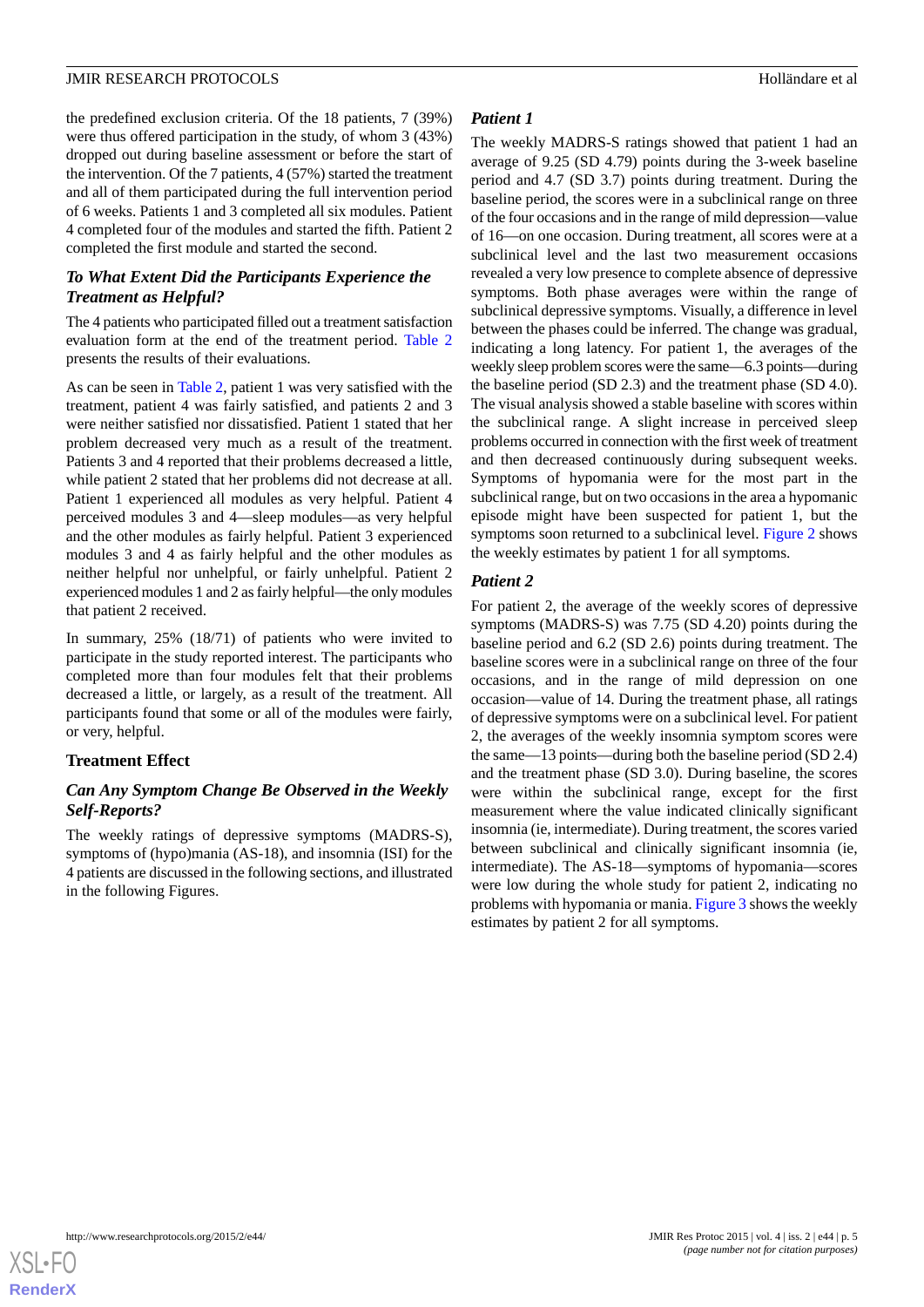the predefined exclusion criteria. Of the 18 patients, 7 (39%) were thus offered participation in the study, of whom 3 (43%) dropped out during baseline assessment or before the start of the intervention. Of the 7 patients, 4 (57%) started the treatment and all of them participated during the full intervention period of 6 weeks. Patients 1 and 3 completed all six modules. Patient 4 completed four of the modules and started the fifth. Patient 2 completed the first module and started the second.

### *To What Extent Did the Participants Experience the Treatment as Helpful?*

The 4 patients who participated filled out a treatment satisfaction evaluation form at the end of the treatment period. Table 2 presents the results of their evaluations.

As can be seen in Table 2, patient 1 was very satisfied with the treatment, patient 4 was fairly satisfied, and patients 2 and 3 were neither satisfied nor dissatisfied. Patient 1 stated that her problem decreased very much as a result of the treatment. Patients 3 and 4 reported that their problems decreased a little, while patient 2 stated that her problems did not decrease at all. Patient 1 experienced all modules as very helpful. Patient 4 perceived modules 3 and 4—sleep modules—as very helpful and the other modules as fairly helpful. Patient 3 experienced modules 3 and 4 as fairly helpful and the other modules as neither helpful nor unhelpful, or fairly unhelpful. Patient 2 experienced modules 1 and 2 as fairly helpful—the only modules that patient 2 received.

In summary, 25% (18/71) of patients who were invited to participate in the study reported interest. The participants who completed more than four modules felt that their problems decreased a little, or largely, as a result of the treatment. All participants found that some or all of the modules were fairly, or very, helpful.

## Treatment Effect

### *Can Any Symptom Change Be Observed in the Weekly Self-Reports?*

The weekly ratings of depressive symptoms (MADRS-S), symptoms of (hypo)mania (AS-18), and insomnia (ISI) for the 4 patients are discussed in the following sections, and illustrated in the following Figures.

### *Patient 1*

The weekly MADRS-S ratings showed that patient 1 had an average of 9.25 (SD 4.79) points during the 3-week baseline period and 4.7 (SD 3.7) points during treatment. During the baseline period, the scores were in a subclinical range on three of the four occasions and in the range of mild depression—value of 16—on one occasion. During treatment, all scores were at a subclinical level and the last two measurement occasions revealed a very low presence to complete absence of depressive symptoms. Both phase averages were within the range of subclinical depressive symptoms. Visually, a difference in level between the phases could be inferred. The change was gradual, indicating a long latency. For patient 1, the averages of the weekly sleep problem scores were the same—6.3 points—during the baseline period (SD 2.3) and the treatment phase (SD 4.0). The visual analysis showed a stable baseline with scores within the subclinical range. A slight increase in perceived sleep problems occurred in connection with the first week of treatment and then decreased continuously during subsequent weeks. Symptoms of hypomania were for the most part in the subclinical range, but on two occasions in the area a hypomanic episode might have been suspected for patient 1, but the symptoms soon returned to a subclinical level. Figure 2 shows the weekly estimates by patient 1 for all symptoms.

### *Patient 2*

For patient 2, the average of the weekly scores of depressive symptoms (MADRS-S) was 7.75 (SD 4.20) points during the baseline period and 6.2 (SD 2.6) points during treatment. The baseline scores were in a subclinical range on three of the four occasions, and in the range of mild depression on one occasion—value of 14. During the treatment phase, all ratings of depressive symptoms were on a subclinical level. For patient 2, the averages of the weekly insomnia symptom scores were the same—13 points—during both the baseline period (SD 2.4) and the treatment phase (SD 3.0). During baseline, the scores were within the subclinical range, except for the first measurement where the value indicated clinically significant insomnia (ie, intermediate). During treatment, the scores varied between subclinical and clinically significant insomnia (ie, intermediate). The AS-18—symptoms of hypomania—scores were low during the whole study for patient 2, indicating no problems with hypomania or mania. Figure 3 shows the weekly estimates by patient 2 for all symptoms.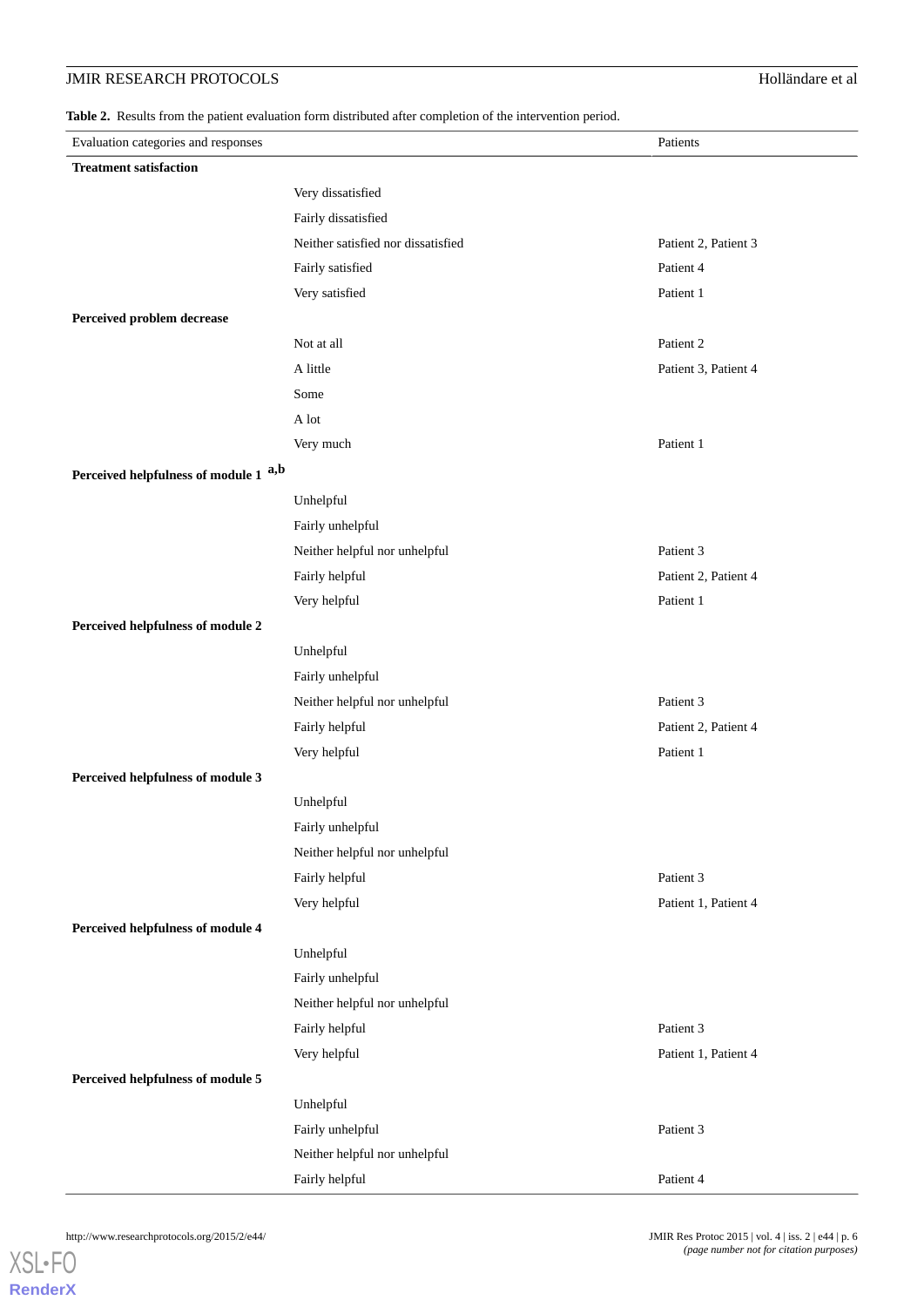**Table 2.** Results from the patient evaluation form distributed after completion of the intervention period.

| Evaluation categories and responses | | Patients |
|---|---|---|
| **Treatment satisfaction** | | |
| | Very dissatisfied | |
| | Fairly dissatisfied | |
| | Neither satisfied nor dissatisfied | Patient 2, Patient 3 |
| | Fairly satisfied | Patient 4 |
| | Very satisfied | Patient 1 |
| **Perceived problem decrease** | | |
| | Not at all | Patient 2 |
| | A little | Patient 3, Patient 4 |
| | Some | |
| | A lot | |
| | Very much | Patient 1 |
| **Perceived helpfulness of module 1** [a,b] | | |
| | Unhelpful | |
| | Fairly unhelpful | |
| | Neither helpful nor unhelpful | Patient 3 |
| | Fairly helpful | Patient 2, Patient 4 |
| | Very helpful | Patient 1 |
| **Perceived helpfulness of module 2** | | |
| | Unhelpful | |
| | Fairly unhelpful | |
| | Neither helpful nor unhelpful | Patient 3 |
| | Fairly helpful | Patient 2, Patient 4 |
| | Very helpful | Patient 1 |
| **Perceived helpfulness of module 3** | | |
| | Unhelpful | |
| | Fairly unhelpful | |
| | Neither helpful nor unhelpful | |
| | Fairly helpful | Patient 3 |
| | Very helpful | Patient 1, Patient 4 |
| **Perceived helpfulness of module 4** | | |
| | Unhelpful | |
| | Fairly unhelpful | |
| | Neither helpful nor unhelpful | |
| | Fairly helpful | Patient 3 |
| | Very helpful | Patient 1, Patient 4 |
| **Perceived helpfulness of module 5** | | |
| | Unhelpful | |
| | Fairly unhelpful | Patient 3 |
| | Neither helpful nor unhelpful | |
| | Fairly helpful | Patient 4 |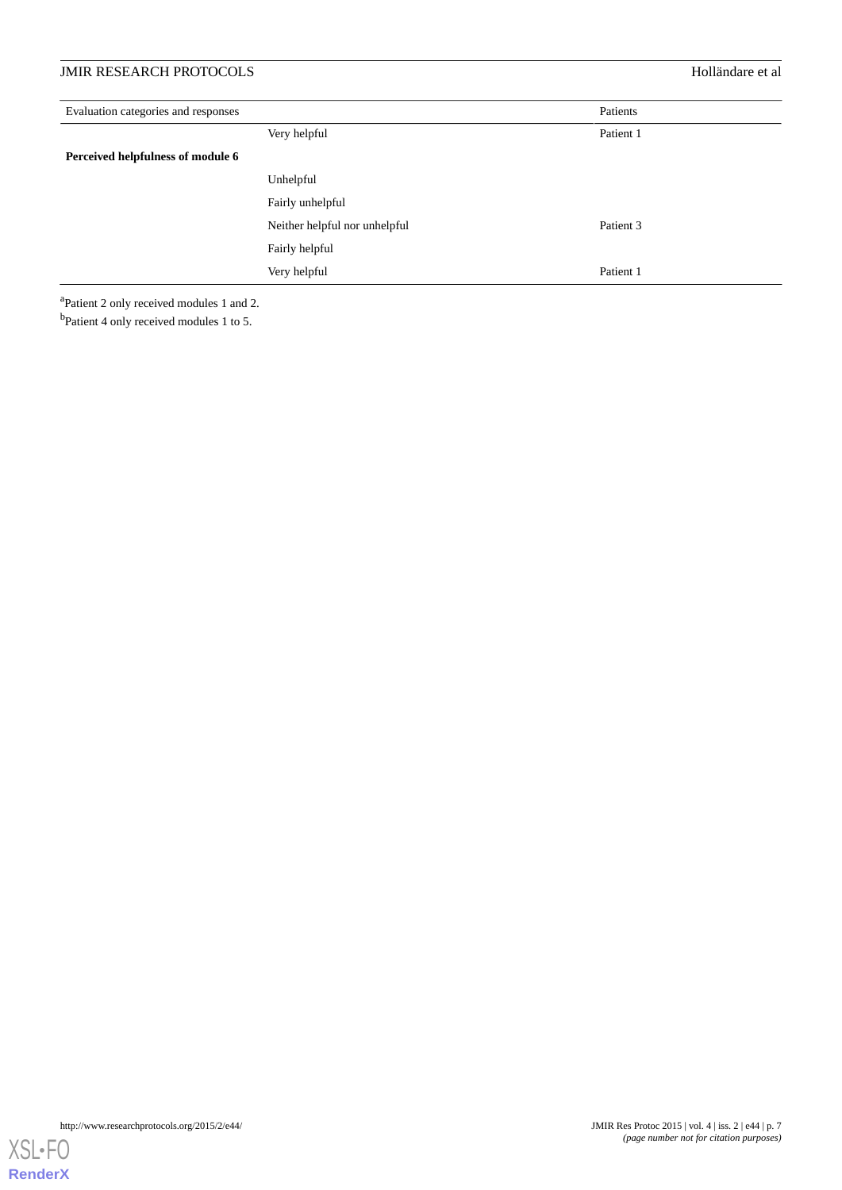| Evaluation categories and responses | | Patients |
|---|---|---|
| | Very helpful | Patient 1 |
| **Perceived helpfulness of module 6** | | |
| | Unhelpful | |
| | Fairly unhelpful | |
| | Neither helpful nor unhelpful | Patient 3 |
| | Fairly helpful | |
| | Very helpful | Patient 1 |

[a]Patient 2 only received modules 1 and 2.

[b]Patient 4 only received modules 1 to 5.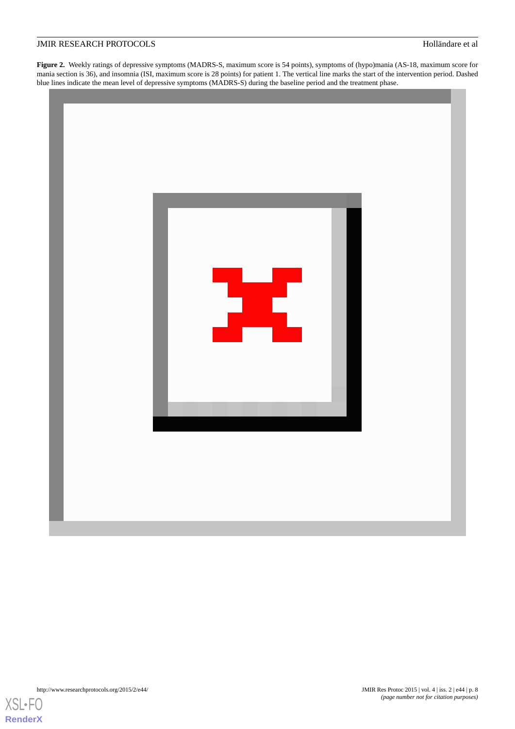**Figure 2.** Weekly ratings of depressive symptoms (MADRS-S, maximum score is 54 points), symptoms of (hypo)mania (AS-18, maximum score for mania section is 36), and insomnia (ISI, maximum score is 28 points) for patient 1. The vertical line marks the start of the intervention period. Dashed blue lines indicate the mean level of depressive symptoms (MADRS-S) during the baseline period and the treatment phase.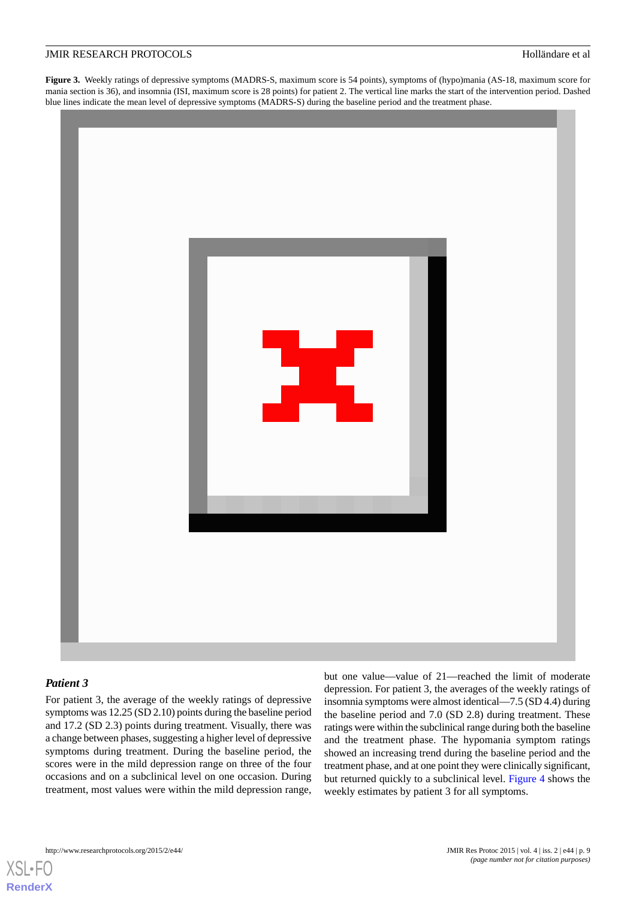**Figure 3.** Weekly ratings of depressive symptoms (MADRS-S, maximum score is 54 points), symptoms of (hypo)mania (AS-18, maximum score for mania section is 36), and insomnia (ISI, maximum score is 28 points) for patient 2. The vertical line marks the start of the intervention period. Dashed blue lines indicate the mean level of depressive symptoms (MADRS-S) during the baseline period and the treatment phase.

### *Patient 3*

For patient 3, the average of the weekly ratings of depressive symptoms was 12.25 (SD 2.10) points during the baseline period and 17.2 (SD 2.3) points during treatment. Visually, there was a change between phases, suggesting a higher level of depressive symptoms during treatment. During the baseline period, the scores were in the mild depression range on three of the four occasions and on a subclinical level on one occasion. During treatment, most values were within the mild depression range, but one value—value of 21—reached the limit of moderate depression. For patient 3, the averages of the weekly ratings of insomnia symptoms were almost identical—7.5 (SD 4.4) during the baseline period and 7.0 (SD 2.8) during treatment. These ratings were within the subclinical range during both the baseline and the treatment phase. The hypomania symptom ratings showed an increasing trend during the baseline period and the treatment phase, and at one point they were clinically significant, but returned quickly to a subclinical level. Figure 4 shows the weekly estimates by patient 3 for all symptoms.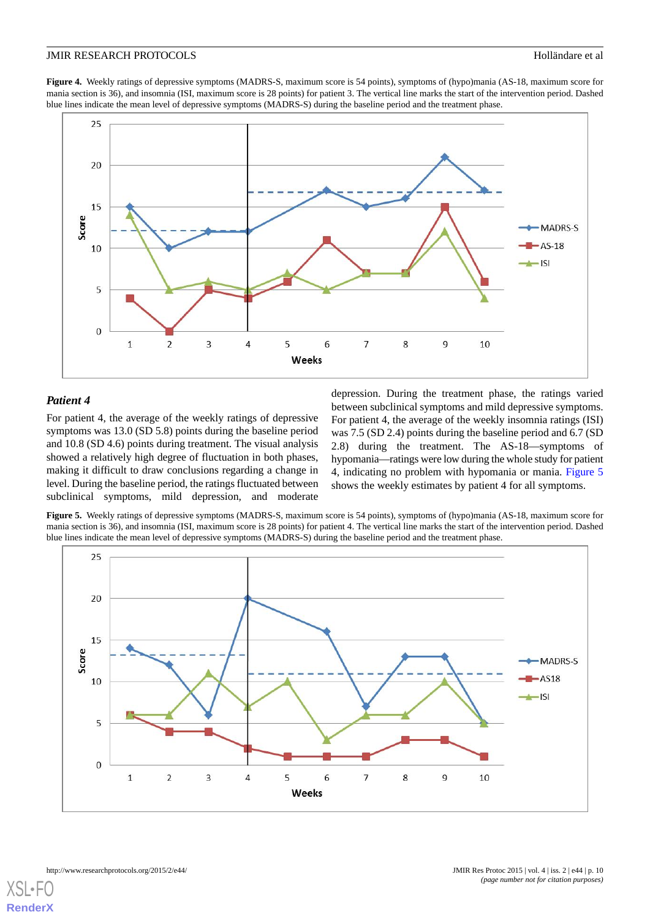**Figure 4.** Weekly ratings of depressive symptoms (MADRS-S, maximum score is 54 points), symptoms of (hypo)mania (AS-18, maximum score for mania section is 36), and insomnia (ISI, maximum score is 28 points) for patient 3. The vertical line marks the start of the intervention period. Dashed blue lines indicate the mean level of depressive symptoms (MADRS-S) during the baseline period and the treatment phase.

### *Patient 4*

For patient 4, the average of the weekly ratings of depressive symptoms was 13.0 (SD 5.8) points during the baseline period and 10.8 (SD 4.6) points during treatment. The visual analysis showed a relatively high degree of fluctuation in both phases, making it difficult to draw conclusions regarding a change in level. During the baseline period, the ratings fluctuated between subclinical symptoms, mild depression, and moderate depression. During the treatment phase, the ratings varied between subclinical symptoms and mild depressive symptoms. For patient 4, the average of the weekly insomnia ratings (ISI) was 7.5 (SD 2.4) points during the baseline period and 6.7 (SD 2.8) during the treatment. The AS-18—symptoms of hypomania—ratings were low during the whole study for patient 4, indicating no problem with hypomania or mania. Figure 5 shows the weekly estimates by patient 4 for all symptoms.

**Figure 5.** Weekly ratings of depressive symptoms (MADRS-S, maximum score is 54 points), symptoms of (hypo)mania (AS-18, maximum score for mania section is 36), and insomnia (ISI, maximum score is 28 points) for patient 4. The vertical line marks the start of the intervention period. Dashed blue lines indicate the mean level of depressive symptoms (MADRS-S) during the baseline period and the treatment phase.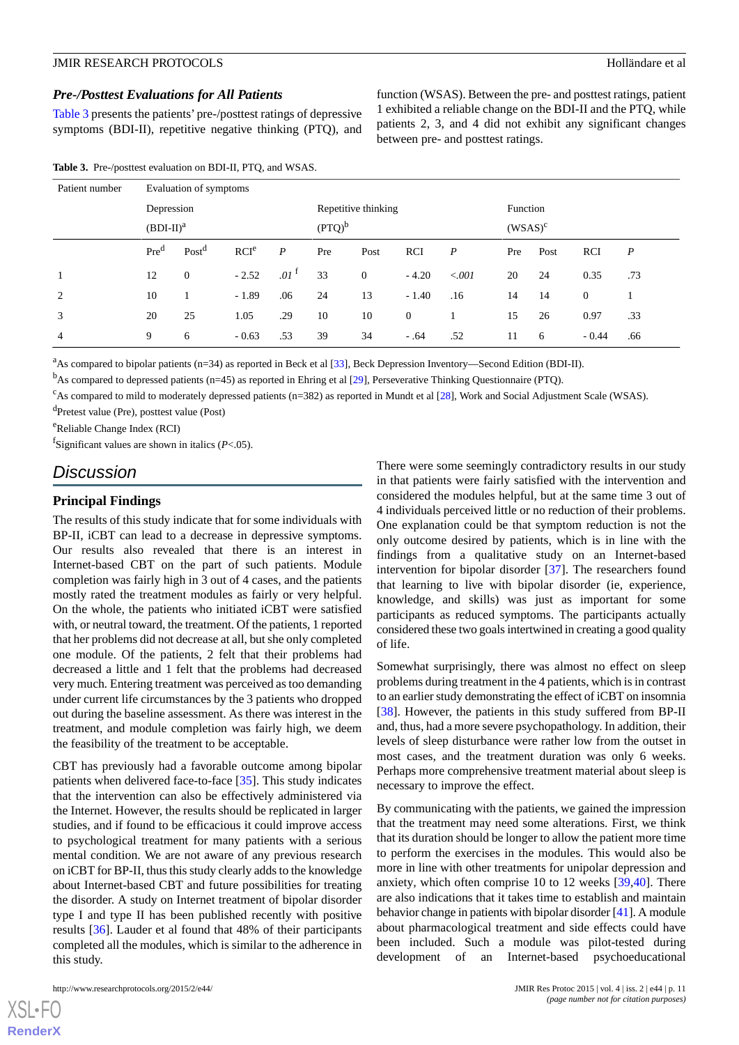### Pre-/Posttest Evaluations for All Patients

Table 3 presents the patients' pre-/posttest ratings of depressive symptoms (BDI-II), repetitive negative thinking (PTQ), and function (WSAS). Between the pre- and posttest ratings, patient 1 exhibited a reliable change on the BDI-II and the PTQ, while patients 2, 3, and 4 did not exhibit any significant changes between pre- and posttest ratings.

**Table 3.** Pre-/posttest evaluation on BDI-II, PTQ, and WSAS.

| Patient number | Evaluation of symptoms | | | | | | | | | | | |
|---|---|---|---|---|---|---|---|---|---|---|---|---|
| | Depression (BDI-II)[a] | | | | Repetitive thinking (PTQ)[b] | | | | Function (WSAS)[c] | | | |
| | Pre[d] | Post[d] | RCI[e] | *P* | Pre | Post | RCI | *P* | Pre | Post | RCI | *P* |
| 1 | 12 | 0 | - 2.52 | *.01* [f] | 33 | 0 | - 4.20 | *<.001* | 20 | 24 | 0.35 | .73 |
| 2 | 10 | 1 | - 1.89 | .06 | 24 | 13 | - 1.40 | .16 | 14 | 14 | 0 | 1 |
| 3 | 20 | 25 | 1.05 | .29 | 10 | 10 | 0 | 1 | 15 | 26 | 0.97 | .33 |
| 4 | 9 | 6 | - 0.63 | .53 | 39 | 34 | - .64 | .52 | 11 | 6 | - 0.44 | .66 |

[a]As compared to bipolar patients (n=34) as reported in Beck et al [33], Beck Depression Inventory—Second Edition (BDI-II).

[b]As compared to depressed patients (n=45) as reported in Ehring et al [29], Perseverative Thinking Questionnaire (PTQ).

[c]As compared to mild to moderately depressed patients (n=382) as reported in Mundt et al [28], Work and Social Adjustment Scale (WSAS).

[d]Pretest value (Pre), posttest value (Post)

[e]Reliable Change Index (RCI)

[f]Significant values are shown in italics (*P*<.05).

## Discussion

### Principal Findings

The results of this study indicate that for some individuals with BP-II, iCBT can lead to a decrease in depressive symptoms. Our results also revealed that there is an interest in Internet-based CBT on the part of such patients. Module completion was fairly high in 3 out of 4 cases, and the patients mostly rated the treatment modules as fairly or very helpful. On the whole, the patients who initiated iCBT were satisfied with, or neutral toward, the treatment. Of the patients, 1 reported that her problems did not decrease at all, but she only completed one module. Of the patients, 2 felt that their problems had decreased a little and 1 felt that the problems had decreased very much. Entering treatment was perceived as too demanding under current life circumstances by the 3 patients who dropped out during the baseline assessment. As there was interest in the treatment, and module completion was fairly high, we deem the feasibility of the treatment to be acceptable.

CBT has previously had a favorable outcome among bipolar patients when delivered face-to-face [35]. This study indicates that the intervention can also be effectively administered via the Internet. However, the results should be replicated in larger studies, and if found to be efficacious it could improve access to psychological treatment for many patients with a serious mental condition. We are not aware of any previous research on iCBT for BP-II, thus this study clearly adds to the knowledge about Internet-based CBT and future possibilities for treating the disorder. A study on Internet treatment of bipolar disorder type I and type II has been published recently with positive results [36]. Lauder et al found that 48% of their participants completed all the modules, which is similar to the adherence in this study.

There were some seemingly contradictory results in our study in that patients were fairly satisfied with the intervention and considered the modules helpful, but at the same time 3 out of 4 individuals perceived little or no reduction of their problems. One explanation could be that symptom reduction is not the only outcome desired by patients, which is in line with the findings from a qualitative study on an Internet-based intervention for bipolar disorder [37]. The researchers found that learning to live with bipolar disorder (ie, experience, knowledge, and skills) was just as important for some participants as reduced symptoms. The participants actually considered these two goals intertwined in creating a good quality of life.

Somewhat surprisingly, there was almost no effect on sleep problems during treatment in the 4 patients, which is in contrast to an earlier study demonstrating the effect of iCBT on insomnia [38]. However, the patients in this study suffered from BP-II and, thus, had a more severe psychopathology. In addition, their levels of sleep disturbance were rather low from the outset in most cases, and the treatment duration was only 6 weeks. Perhaps more comprehensive treatment material about sleep is necessary to improve the effect.

By communicating with the patients, we gained the impression that the treatment may need some alterations. First, we think that its duration should be longer to allow the patient more time to perform the exercises in the modules. This would also be more in line with other treatments for unipolar depression and anxiety, which often comprise 10 to 12 weeks [39,40]. There are also indications that it takes time to establish and maintain behavior change in patients with bipolar disorder [41]. A module about pharmacological treatment and side effects could have been included. Such a module was pilot-tested during development of an Internet-based psychoeducational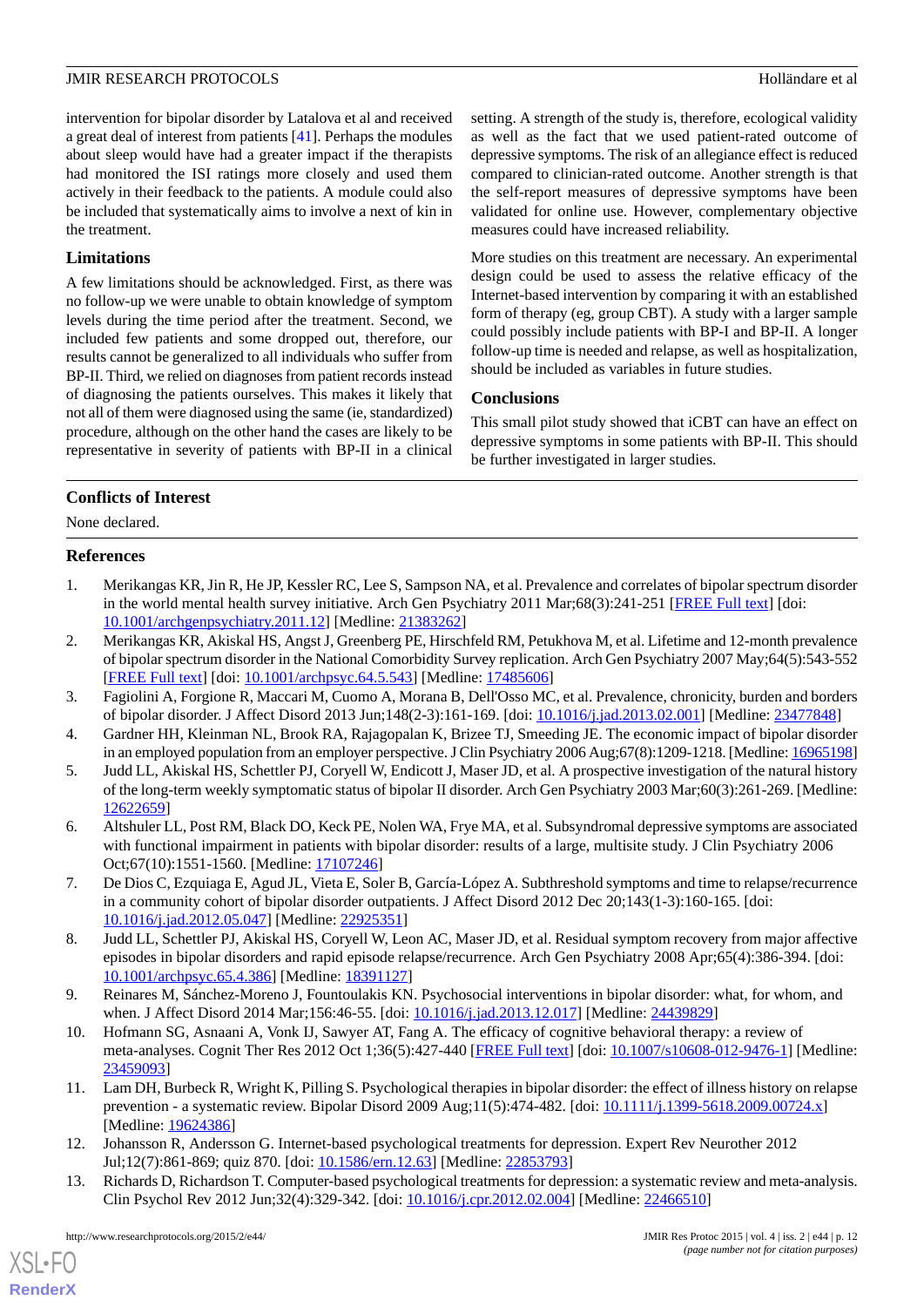intervention for bipolar disorder by Latalova et al and received a great deal of interest from patients [41]. Perhaps the modules about sleep would have had a greater impact if the therapists had monitored the ISI ratings more closely and used them more actively in their feedback to the patients. A module could also be included that systematically aims to involve a next of kin in the treatment.

### Limitations

A few limitations should be acknowledged. First, as there was no follow-up we were unable to obtain knowledge of symptom levels during the time period after the treatment. Second, we included few patients and some dropped out, therefore, our results cannot be generalized to all individuals who suffer from BP-II. Third, we relied on diagnoses from patient records instead of diagnosing the patients ourselves. This makes it likely that not all of them were diagnosed using the same (ie, standardized) procedure, although on the other hand the cases are likely to be representative in severity of patients with BP-II in a clinical setting. A strength of the study is, therefore, ecological validity as well as the fact that we used patient-rated outcome of depressive symptoms. The risk of an allegiance effect is reduced compared to clinician-rated outcome. Another strength is that the self-report measures of depressive symptoms have been validated for online use. However, complementary objective measures could have increased reliability.

More studies on this treatment are necessary. An experimental design could be used to assess the relative efficacy of the Internet-based intervention by comparing it with an established form of therapy (eg, group CBT). A study with a larger sample could possibly include patients with BP-I and BP-II. A longer follow-up time is needed and relapse, as well as hospitalization, should be included as variables in future studies.

### Conclusions

This small pilot study showed that iCBT can have an effect on depressive symptoms in some patients with BP-II. This should be further investigated in larger studies.

## Conflicts of Interest

None declared.

## References

1. Merikangas KR, Jin R, He JP, Kessler RC, Lee S, Sampson NA, et al. Prevalence and correlates of bipolar spectrum disorder in the world mental health survey initiative. Arch Gen Psychiatry 2011 Mar;68(3):241-251 [FREE Full text] [doi: 10.1001/archgenpsychiatry.2011.12] [Medline: 21383262]
2. Merikangas KR, Akiskal HS, Angst J, Greenberg PE, Hirschfeld RM, Petukhova M, et al. Lifetime and 12-month prevalence of bipolar spectrum disorder in the National Comorbidity Survey replication. Arch Gen Psychiatry 2007 May;64(5):543-552 [FREE Full text] [doi: 10.1001/archpsyc.64.5.543] [Medline: 17485606]
3. Fagiolini A, Forgione R, Maccari M, Cuomo A, Morana B, Dell'Osso MC, et al. Prevalence, chronicity, burden and borders of bipolar disorder. J Affect Disord 2013 Jun;148(2-3):161-169. [doi: 10.1016/j.jad.2013.02.001] [Medline: 23477848]
4. Gardner HH, Kleinman NL, Brook RA, Rajagopalan K, Brizee TJ, Smeeding JE. The economic impact of bipolar disorder in an employed population from an employer perspective. J Clin Psychiatry 2006 Aug;67(8):1209-1218. [Medline: 16965198]
5. Judd LL, Akiskal HS, Schettler PJ, Coryell W, Endicott J, Maser JD, et al. A prospective investigation of the natural history of the long-term weekly symptomatic status of bipolar II disorder. Arch Gen Psychiatry 2003 Mar;60(3):261-269. [Medline: 12622659]
6. Altshuler LL, Post RM, Black DO, Keck PE, Nolen WA, Frye MA, et al. Subsyndromal depressive symptoms are associated with functional impairment in patients with bipolar disorder: results of a large, multisite study. J Clin Psychiatry 2006 Oct;67(10):1551-1560. [Medline: 17107246]
7. De Dios C, Ezquiaga E, Agud JL, Vieta E, Soler B, García-López A. Subthreshold symptoms and time to relapse/recurrence in a community cohort of bipolar disorder outpatients. J Affect Disord 2012 Dec 20;143(1-3):160-165. [doi: 10.1016/j.jad.2012.05.047] [Medline: 22925351]
8. Judd LL, Schettler PJ, Akiskal HS, Coryell W, Leon AC, Maser JD, et al. Residual symptom recovery from major affective episodes in bipolar disorders and rapid episode relapse/recurrence. Arch Gen Psychiatry 2008 Apr;65(4):386-394. [doi: 10.1001/archpsyc.65.4.386] [Medline: 18391127]
9. Reinares M, Sánchez-Moreno J, Fountoulakis KN. Psychosocial interventions in bipolar disorder: what, for whom, and when. J Affect Disord 2014 Mar;156:46-55. [doi: 10.1016/j.jad.2013.12.017] [Medline: 24439829]
10. Hofmann SG, Asnaani A, Vonk IJ, Sawyer AT, Fang A. The efficacy of cognitive behavioral therapy: a review of meta-analyses. Cognit Ther Res 2012 Oct 1;36(5):427-440 [FREE Full text] [doi: 10.1007/s10608-012-9476-1] [Medline: 23459093]
11. Lam DH, Burbeck R, Wright K, Pilling S. Psychological therapies in bipolar disorder: the effect of illness history on relapse prevention - a systematic review. Bipolar Disord 2009 Aug;11(5):474-482. [doi: 10.1111/j.1399-5618.2009.00724.x] [Medline: 19624386]
12. Johansson R, Andersson G. Internet-based psychological treatments for depression. Expert Rev Neurother 2012 Jul;12(7):861-869; quiz 870. [doi: 10.1586/ern.12.63] [Medline: 22853793]
13. Richards D, Richardson T. Computer-based psychological treatments for depression: a systematic review and meta-analysis. Clin Psychol Rev 2012 Jun;32(4):329-342. [doi: 10.1016/j.cpr.2012.02.004] [Medline: 22466510]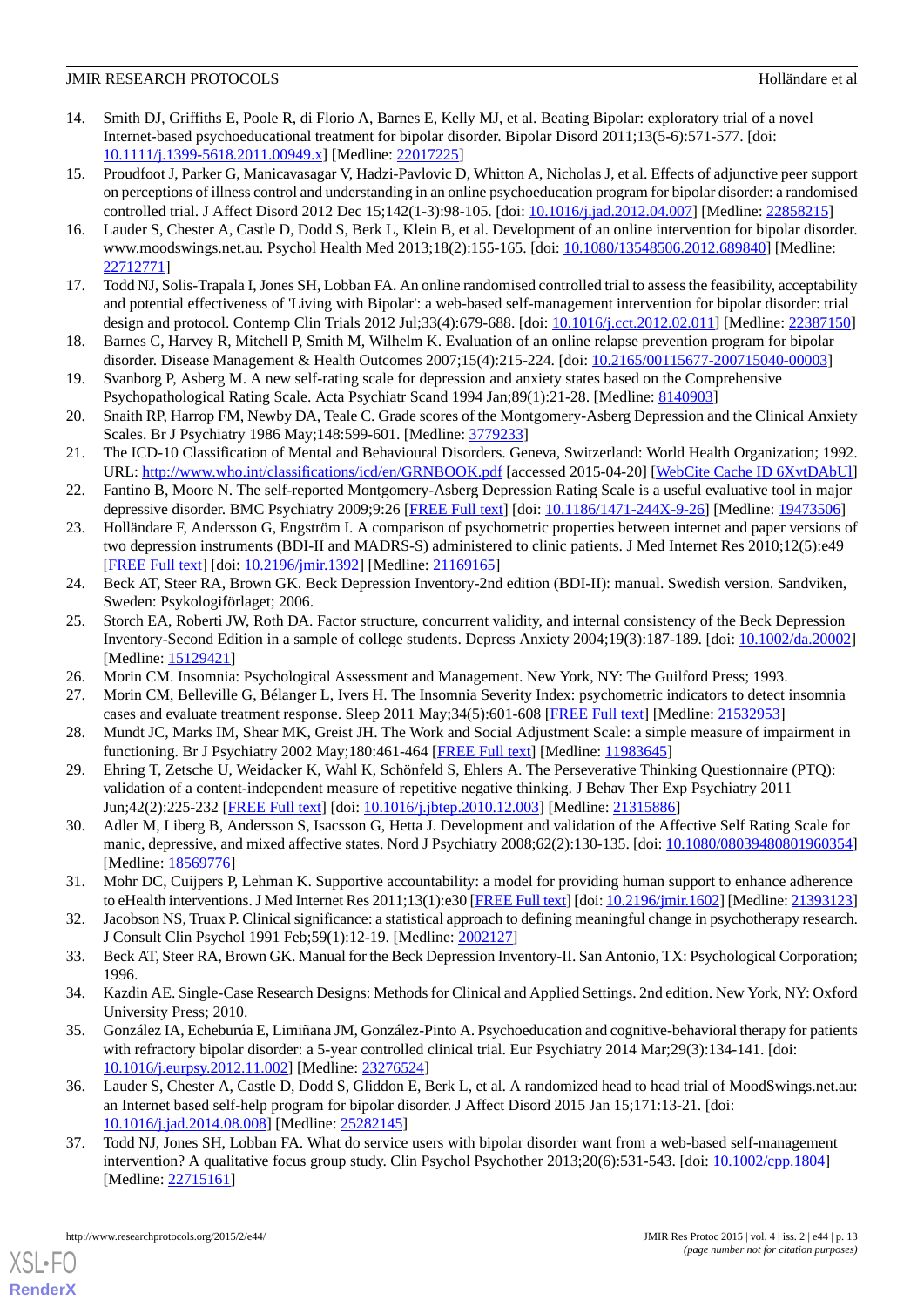14. Smith DJ, Griffiths E, Poole R, di Florio A, Barnes E, Kelly MJ, et al. Beating Bipolar: exploratory trial of a novel Internet-based psychoeducational treatment for bipolar disorder. Bipolar Disord 2011;13(5-6):571-577. [doi: 10.1111/j.1399-5618.2011.00949.x] [Medline: 22017225]
15. Proudfoot J, Parker G, Manicavasagar V, Hadzi-Pavlovic D, Whitton A, Nicholas J, et al. Effects of adjunctive peer support on perceptions of illness control and understanding in an online psychoeducation program for bipolar disorder: a randomised controlled trial. J Affect Disord 2012 Dec 15;142(1-3):98-105. [doi: 10.1016/j.jad.2012.04.007] [Medline: 22858215]
16. Lauder S, Chester A, Castle D, Dodd S, Berk L, Klein B, et al. Development of an online intervention for bipolar disorder. www.moodswings.net.au. Psychol Health Med 2013;18(2):155-165. [doi: 10.1080/13548506.2012.689840] [Medline: 22712771]
17. Todd NJ, Solis-Trapala I, Jones SH, Lobban FA. An online randomised controlled trial to assess the feasibility, acceptability and potential effectiveness of 'Living with Bipolar': a web-based self-management intervention for bipolar disorder: trial design and protocol. Contemp Clin Trials 2012 Jul;33(4):679-688. [doi: 10.1016/j.cct.2012.02.011] [Medline: 22387150]
18. Barnes C, Harvey R, Mitchell P, Smith M, Wilhelm K. Evaluation of an online relapse prevention program for bipolar disorder. Disease Management & Health Outcomes 2007;15(4):215-224. [doi: 10.2165/00115677-200715040-00003]
19. Svanborg P, Asberg M. A new self-rating scale for depression and anxiety states based on the Comprehensive Psychopathological Rating Scale. Acta Psychiatr Scand 1994 Jan;89(1):21-28. [Medline: 8140903]
20. Snaith RP, Harrop FM, Newby DA, Teale C. Grade scores of the Montgomery-Asberg Depression and the Clinical Anxiety Scales. Br J Psychiatry 1986 May;148:599-601. [Medline: 3779233]
21. The ICD-10 Classification of Mental and Behavioural Disorders. Geneva, Switzerland: World Health Organization; 1992. URL: http://www.who.int/classifications/icd/en/GRNBOOK.pdf [accessed 2015-04-20] [WebCite Cache ID 6XvtDAbUl]
22. Fantino B, Moore N. The self-reported Montgomery-Asberg Depression Rating Scale is a useful evaluative tool in major depressive disorder. BMC Psychiatry 2009;9:26 [FREE Full text] [doi: 10.1186/1471-244X-9-26] [Medline: 19473506]
23. Holländare F, Andersson G, Engström I. A comparison of psychometric properties between internet and paper versions of two depression instruments (BDI-II and MADRS-S) administered to clinic patients. J Med Internet Res 2010;12(5):e49 [FREE Full text] [doi: 10.2196/jmir.1392] [Medline: 21169165]
24. Beck AT, Steer RA, Brown GK. Beck Depression Inventory-2nd edition (BDI-II): manual. Swedish version. Sandviken, Sweden: Psykologiförlaget; 2006.
25. Storch EA, Roberti JW, Roth DA. Factor structure, concurrent validity, and internal consistency of the Beck Depression Inventory-Second Edition in a sample of college students. Depress Anxiety 2004;19(3):187-189. [doi: 10.1002/da.20002] [Medline: 15129421]
26. Morin CM. Insomnia: Psychological Assessment and Management. New York, NY: The Guilford Press; 1993.
27. Morin CM, Belleville G, Bélanger L, Ivers H. The Insomnia Severity Index: psychometric indicators to detect insomnia cases and evaluate treatment response. Sleep 2011 May;34(5):601-608 [FREE Full text] [Medline: 21532953]
28. Mundt JC, Marks IM, Shear MK, Greist JH. The Work and Social Adjustment Scale: a simple measure of impairment in functioning. Br J Psychiatry 2002 May;180:461-464 [FREE Full text] [Medline: 11983645]
29. Ehring T, Zetsche U, Weidacker K, Wahl K, Schönfeld S, Ehlers A. The Perseverative Thinking Questionnaire (PTQ): validation of a content-independent measure of repetitive negative thinking. J Behav Ther Exp Psychiatry 2011 Jun;42(2):225-232 [FREE Full text] [doi: 10.1016/j.jbtep.2010.12.003] [Medline: 21315886]
30. Adler M, Liberg B, Andersson S, Isacsson G, Hetta J. Development and validation of the Affective Self Rating Scale for manic, depressive, and mixed affective states. Nord J Psychiatry 2008;62(2):130-135. [doi: 10.1080/08039480801960354] [Medline: 18569776]
31. Mohr DC, Cuijpers P, Lehman K. Supportive accountability: a model for providing human support to enhance adherence to eHealth interventions. J Med Internet Res 2011;13(1):e30 [FREE Full text] [doi: 10.2196/jmir.1602] [Medline: 21393123]
32. Jacobson NS, Truax P. Clinical significance: a statistical approach to defining meaningful change in psychotherapy research. J Consult Clin Psychol 1991 Feb;59(1):12-19. [Medline: 2002127]
33. Beck AT, Steer RA, Brown GK. Manual for the Beck Depression Inventory-II. San Antonio, TX: Psychological Corporation; 1996.
34. Kazdin AE. Single-Case Research Designs: Methods for Clinical and Applied Settings. 2nd edition. New York, NY: Oxford University Press; 2010.
35. González IA, Echeburúa E, Limiñana JM, González-Pinto A. Psychoeducation and cognitive-behavioral therapy for patients with refractory bipolar disorder: a 5-year controlled clinical trial. Eur Psychiatry 2014 Mar;29(3):134-141. [doi: 10.1016/j.eurpsy.2012.11.002] [Medline: 23276524]
36. Lauder S, Chester A, Castle D, Dodd S, Gliddon E, Berk L, et al. A randomized head to head trial of MoodSwings.net.au: an Internet based self-help program for bipolar disorder. J Affect Disord 2015 Jan 15;171:13-21. [doi: 10.1016/j.jad.2014.08.008] [Medline: 25282145]
37. Todd NJ, Jones SH, Lobban FA. What do service users with bipolar disorder want from a web-based self-management intervention? A qualitative focus group study. Clin Psychol Psychother 2013;20(6):531-543. [doi: 10.1002/cpp.1804] [Medline: 22715161]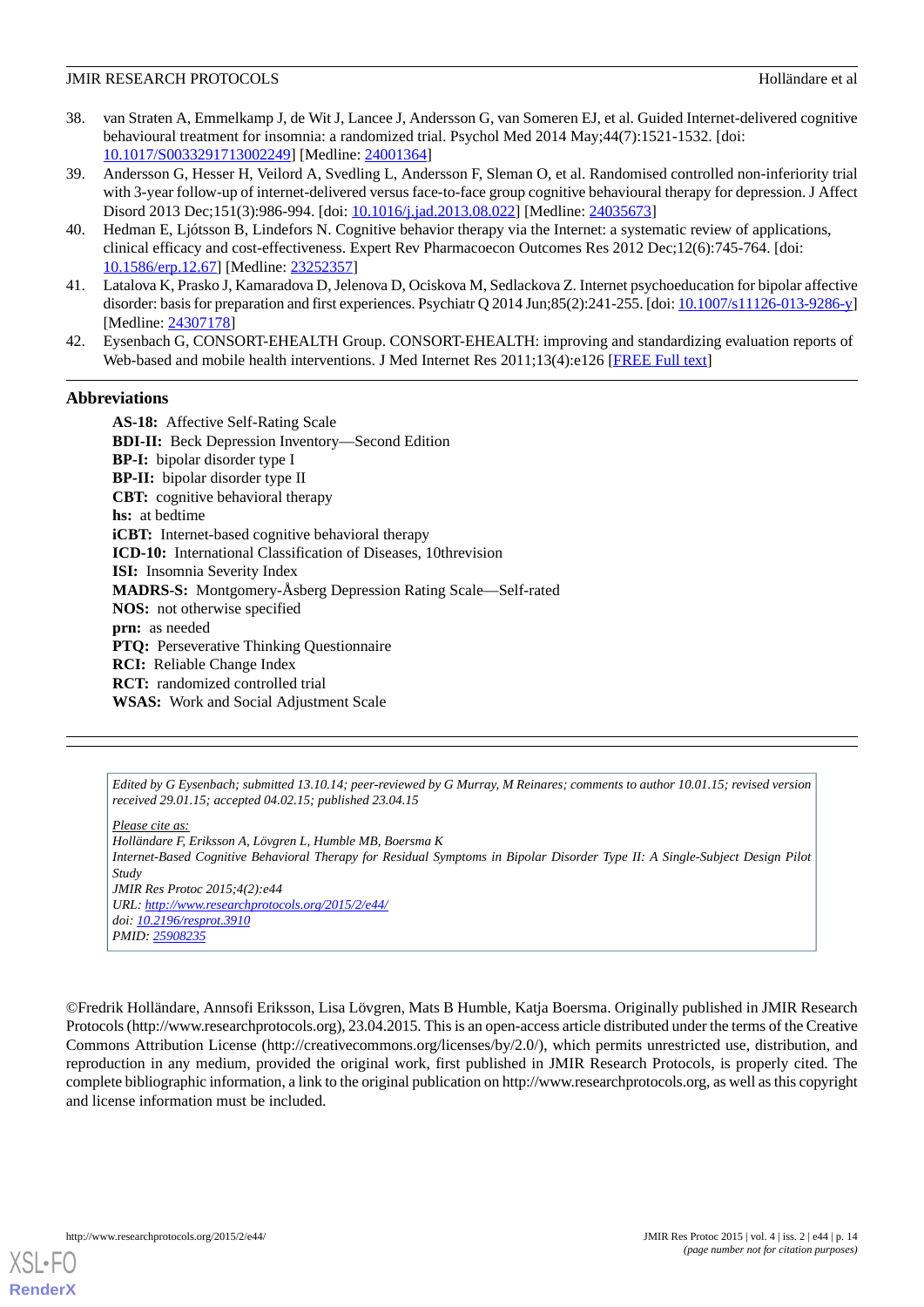38. van Straten A, Emmelkamp J, de Wit J, Lancee J, Andersson G, van Someren EJ, et al. Guided Internet-delivered cognitive behavioural treatment for insomnia: a randomized trial. Psychol Med 2014 May;44(7):1521-1532. [doi: 10.1017/S0033291713002249] [Medline: 24001364]
39. Andersson G, Hesser H, Veilord A, Svedling L, Andersson F, Sleman O, et al. Randomised controlled non-inferiority trial with 3-year follow-up of internet-delivered versus face-to-face group cognitive behavioural therapy for depression. J Affect Disord 2013 Dec;151(3):986-994. [doi: 10.1016/j.jad.2013.08.022] [Medline: 24035673]
40. Hedman E, Ljótsson B, Lindefors N. Cognitive behavior therapy via the Internet: a systematic review of applications, clinical efficacy and cost-effectiveness. Expert Rev Pharmacoecon Outcomes Res 2012 Dec;12(6):745-764. [doi: 10.1586/erp.12.67] [Medline: 23252357]
41. Latalova K, Prasko J, Kamaradova D, Jelenova D, Ociskova M, Sedlackova Z. Internet psychoeducation for bipolar affective disorder: basis for preparation and first experiences. Psychiatr Q 2014 Jun;85(2):241-255. [doi: 10.1007/s11126-013-9286-y] [Medline: 24307178]
42. Eysenbach G, CONSORT-EHEALTH Group. CONSORT-EHEALTH: improving and standardizing evaluation reports of Web-based and mobile health interventions. J Med Internet Res 2011;13(4):e126 [FREE Full text]

## Abbreviations

**AS-18:** Affective Self-Rating Scale
**BDI-II:** Beck Depression Inventory—Second Edition
**BP-I:** bipolar disorder type I
**BP-II:** bipolar disorder type II
**CBT:** cognitive behavioral therapy
**hs:** at bedtime
**iCBT:** Internet-based cognitive behavioral therapy
**ICD-10:** International Classification of Diseases, 10threvision
**ISI:** Insomnia Severity Index
**MADRS-S:** Montgomery-Åsberg Depression Rating Scale—Self-rated
**NOS:** not otherwise specified
**prn:** as needed
**PTQ:** Perseverative Thinking Questionnaire
**RCI:** Reliable Change Index
**RCT:** randomized controlled trial
**WSAS:** Work and Social Adjustment Scale

---

*Edited by G Eysenbach; submitted 13.10.14; peer-reviewed by G Murray, M Reinares; comments to author 10.01.15; revised version received 29.01.15; accepted 04.02.15; published 23.04.15*

*Please cite as:*
*Holländare F, Eriksson A, Lövgren L, Humble MB, Boersma K*
*Internet-Based Cognitive Behavioral Therapy for Residual Symptoms in Bipolar Disorder Type II: A Single-Subject Design Pilot Study*
*JMIR Res Protoc 2015;4(2):e44*
*URL: http://www.researchprotocols.org/2015/2/e44/*
*doi: 10.2196/resprot.3910*
*PMID: 25908235*

©Fredrik Holländare, Annsofi Eriksson, Lisa Lövgren, Mats B Humble, Katja Boersma. Originally published in JMIR Research Protocols (http://www.researchprotocols.org), 23.04.2015. This is an open-access article distributed under the terms of the Creative Commons Attribution License (http://creativecommons.org/licenses/by/2.0/), which permits unrestricted use, distribution, and reproduction in any medium, provided the original work, first published in JMIR Research Protocols, is properly cited. The complete bibliographic information, a link to the original publication on http://www.researchprotocols.org, as well as this copyright and license information must be included.